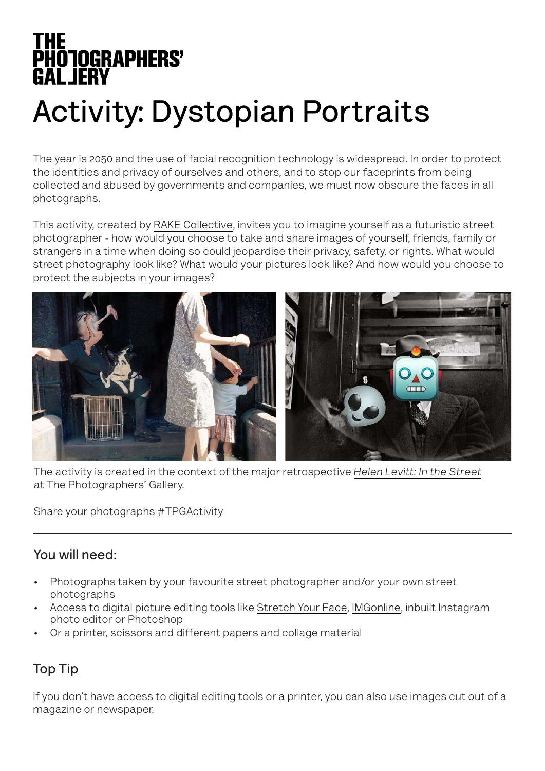THE PHOTOGRAPHERS' GALLERY

# Activity: Dystopian Portraits

The year is 2050 and the use of facial recognition technology is widespread. In order to protect the identities and privacy of ourselves and others, and to stop our faceprints from being collected and abused by governments and companies, we must now obscure the faces in all photographs.

This activity, created by RAKE Collective, invites you to imagine yourself as a futuristic street photographer - how would you choose to take and share images of yourself, friends, family or strangers in a time when doing so could jeopardise their privacy, safety, or rights. What would street photography look like? What would your pictures look like? And how would you choose to protect the subjects in your images?

The activity is created in the context of the major retrospective *Helen Levitt: In the Street* at The Photographers' Gallery.

Share your photographs #TPGActivity

---

## You will need:

- Photographs taken by your favourite street photographer and/or your own street photographs
- Access to digital picture editing tools like Stretch Your Face, IMGonline, inbuilt Instagram photo editor or Photoshop
- Or a printer, scissors and different papers and collage material

## Top Tip

If you don't have access to digital editing tools or a printer, you can also use images cut out of a magazine or newspaper.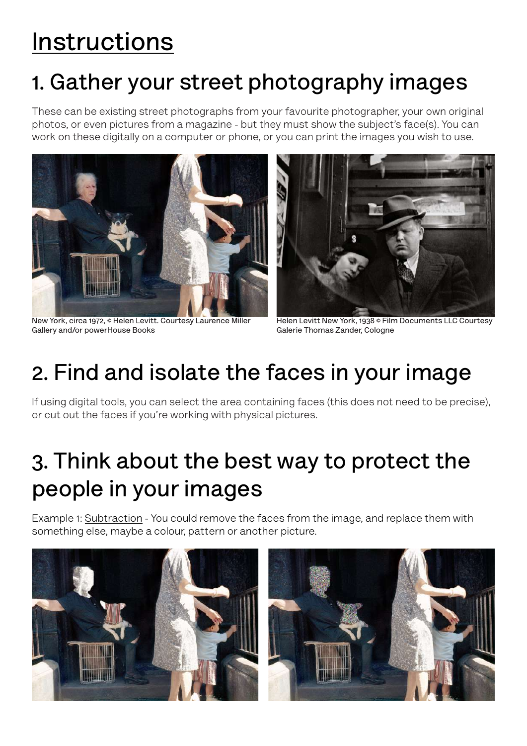# Instructions

## 1. Gather your street photography images

These can be existing street photographs from your favourite photographer, your own original photos, or even pictures from a magazine - but they must show the subject's face(s). You can work on these digitally on a computer or phone, or you can print the images you wish to use.

New York, circa 1972, © Helen Levitt. Courtesy Laurence Miller Gallery and/or powerHouse Books

Helen Levitt New York, 1938 © Film Documents LLC Courtesy Galerie Thomas Zander, Cologne

## 2. Find and isolate the faces in your image

If using digital tools, you can select the area containing faces (this does not need to be precise), or cut out the faces if you're working with physical pictures.

## 3. Think about the best way to protect the people in your images

Example 1: Subtraction - You could remove the faces from the image, and replace them with something else, maybe a colour, pattern or another picture.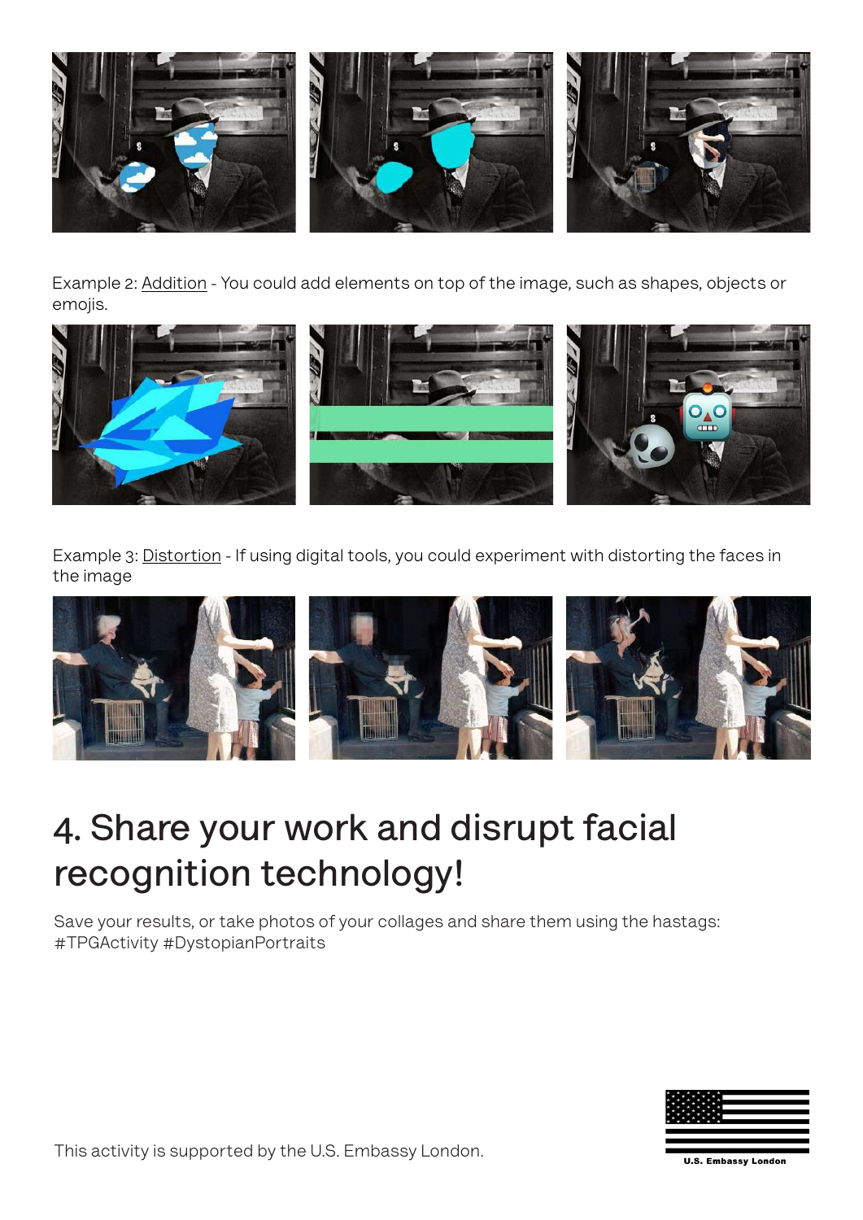Example 2: Addition - You could add elements on top of the image, such as shapes, objects or emojis.

Example 3: Distortion - If using digital tools, you could experiment with distorting the faces in the image

# 4. Share your work and disrupt facial recognition technology!

Save your results, or take photos of your collages and share them using the hastags: #TPGActivity #DystopianPortraits

This activity is supported by the U.S. Embassy London.

U.S. Embassy London